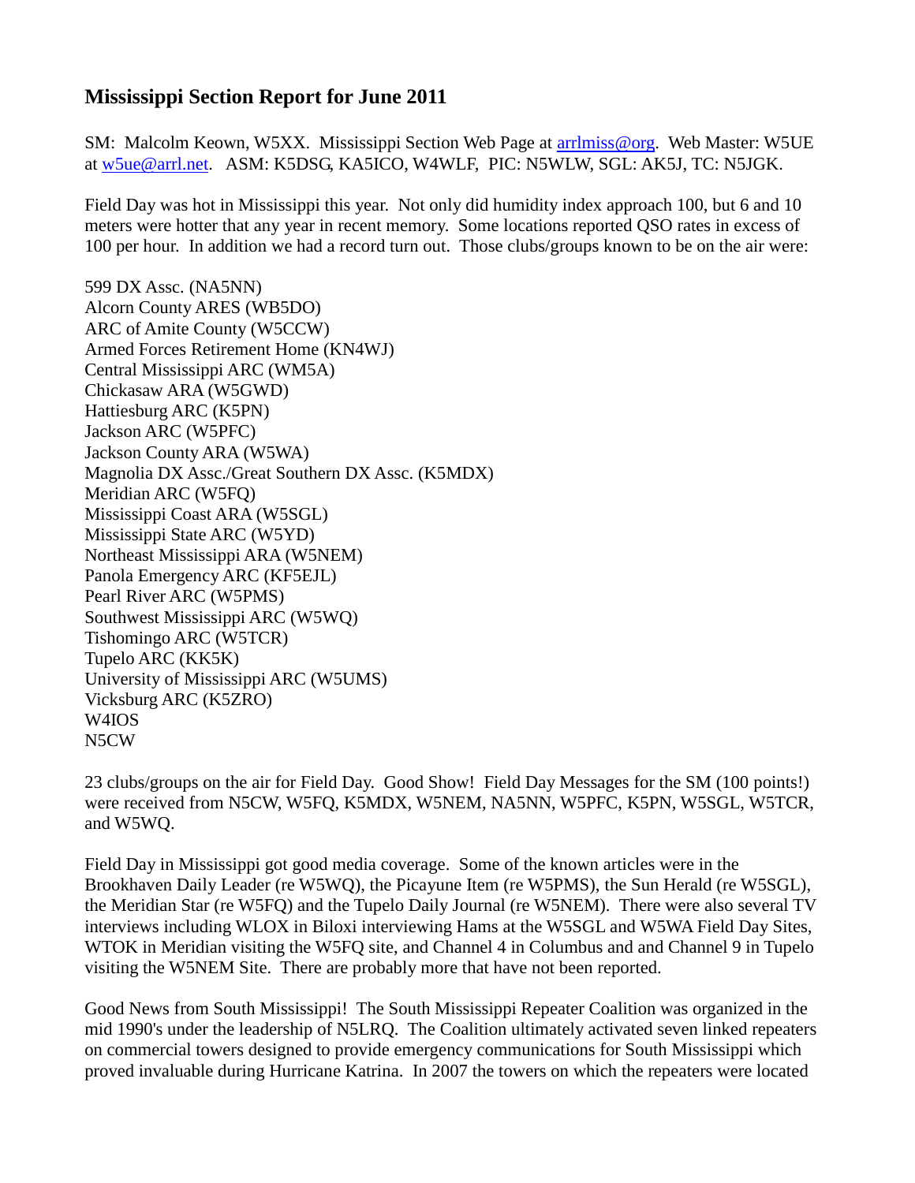# Mississippi Section Report for June 2011

SM: Malcolm Keown, W5XX. Mississippi Section Web Page at arrlmiss@org. Web Master: W5UE at w5ue@arrl.net. ASM: K5DSG, KA5ICO, W4WLF, PIC: N5WLW, SGL: AK5J, TC: N5JGK.

Field Day was hot in Mississippi this year. Not only did humidity index approach 100, but 6 and 10 meters were hotter that any year in recent memory. Some locations reported QSO rates in excess of 100 per hour. In addition we had a record turn out. Those clubs/groups known to be on the air were:

599 DX Assc. (NA5NN)
Alcorn County ARES (WB5DO)
ARC of Amite County (W5CCW)
Armed Forces Retirement Home (KN4WJ)
Central Mississippi ARC (WM5A)
Chickasaw ARA (W5GWD)
Hattiesburg ARC (K5PN)
Jackson ARC (W5PFC)
Jackson County ARA (W5WA)
Magnolia DX Assc./Great Southern DX Assc. (K5MDX)
Meridian ARC (W5FQ)
Mississippi Coast ARA (W5SGL)
Mississippi State ARC (W5YD)
Northeast Mississippi ARA (W5NEM)
Panola Emergency ARC (KF5EJL)
Pearl River ARC (W5PMS)
Southwest Mississippi ARC (W5WQ)
Tishomingo ARC (W5TCR)
Tupelo ARC (KK5K)
University of Mississippi ARC (W5UMS)
Vicksburg ARC (K5ZRO)
W4IOS
N5CW

23 clubs/groups on the air for Field Day. Good Show! Field Day Messages for the SM (100 points!) were received from N5CW, W5FQ, K5MDX, W5NEM, NA5NN, W5PFC, K5PN, W5SGL, W5TCR, and W5WQ.

Field Day in Mississippi got good media coverage. Some of the known articles were in the Brookhaven Daily Leader (re W5WQ), the Picayune Item (re W5PMS), the Sun Herald (re W5SGL), the Meridian Star (re W5FQ) and the Tupelo Daily Journal (re W5NEM). There were also several TV interviews including WLOX in Biloxi interviewing Hams at the W5SGL and W5WA Field Day Sites, WTOK in Meridian visiting the W5FQ site, and Channel 4 in Columbus and and Channel 9 in Tupelo visiting the W5NEM Site. There are probably more that have not been reported.

Good News from South Mississippi! The South Mississippi Repeater Coalition was organized in the mid 1990's under the leadership of N5LRQ. The Coalition ultimately activated seven linked repeaters on commercial towers designed to provide emergency communications for South Mississippi which proved invaluable during Hurricane Katrina. In 2007 the towers on which the repeaters were located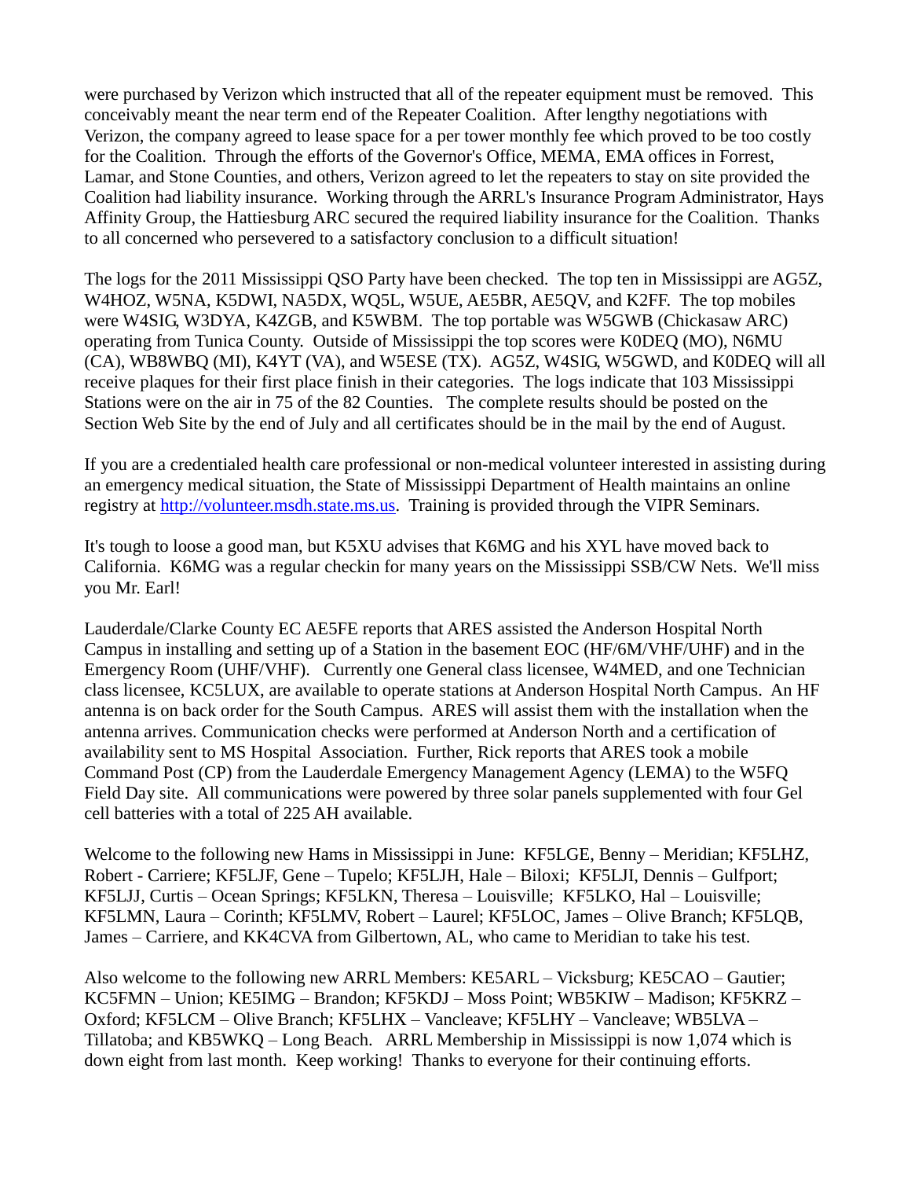were purchased by Verizon which instructed that all of the repeater equipment must be removed. This conceivably meant the near term end of the Repeater Coalition. After lengthy negotiations with Verizon, the company agreed to lease space for a per tower monthly fee which proved to be too costly for the Coalition. Through the efforts of the Governor's Office, MEMA, EMA offices in Forrest, Lamar, and Stone Counties, and others, Verizon agreed to let the repeaters to stay on site provided the Coalition had liability insurance. Working through the ARRL's Insurance Program Administrator, Hays Affinity Group, the Hattiesburg ARC secured the required liability insurance for the Coalition. Thanks to all concerned who persevered to a satisfactory conclusion to a difficult situation!

The logs for the 2011 Mississippi QSO Party have been checked. The top ten in Mississippi are AG5Z, W4HOZ, W5NA, K5DWI, NA5DX, WQ5L, W5UE, AE5BR, AE5QV, and K2FF. The top mobiles were W4SIG, W3DYA, K4ZGB, and K5WBM. The top portable was W5GWB (Chickasaw ARC) operating from Tunica County. Outside of Mississippi the top scores were K0DEQ (MO), N6MU (CA), WB8WBQ (MI), K4YT (VA), and W5ESE (TX). AG5Z, W4SIG, W5GWD, and K0DEQ will all receive plaques for their first place finish in their categories. The logs indicate that 103 Mississippi Stations were on the air in 75 of the 82 Counties. The complete results should be posted on the Section Web Site by the end of July and all certificates should be in the mail by the end of August.

If you are a credentialed health care professional or non-medical volunteer interested in assisting during an emergency medical situation, the State of Mississippi Department of Health maintains an online registry at http://volunteer.msdh.state.ms.us. Training is provided through the VIPR Seminars.

It's tough to loose a good man, but K5XU advises that K6MG and his XYL have moved back to California. K6MG was a regular checkin for many years on the Mississippi SSB/CW Nets. We'll miss you Mr. Earl!

Lauderdale/Clarke County EC AE5FE reports that ARES assisted the Anderson Hospital North Campus in installing and setting up of a Station in the basement EOC (HF/6M/VHF/UHF) and in the Emergency Room (UHF/VHF). Currently one General class licensee, W4MED, and one Technician class licensee, KC5LUX, are available to operate stations at Anderson Hospital North Campus. An HF antenna is on back order for the South Campus. ARES will assist them with the installation when the antenna arrives. Communication checks were performed at Anderson North and a certification of availability sent to MS Hospital Association. Further, Rick reports that ARES took a mobile Command Post (CP) from the Lauderdale Emergency Management Agency (LEMA) to the W5FQ Field Day site. All communications were powered by three solar panels supplemented with four Gel cell batteries with a total of 225 AH available.

Welcome to the following new Hams in Mississippi in June: KF5LGE, Benny – Meridian; KF5LHZ, Robert - Carriere; KF5LJF, Gene – Tupelo; KF5LJH, Hale – Biloxi; KF5LJI, Dennis – Gulfport; KF5LJJ, Curtis – Ocean Springs; KF5LKN, Theresa – Louisville; KF5LKO, Hal – Louisville; KF5LMN, Laura – Corinth; KF5LMV, Robert – Laurel; KF5LOC, James – Olive Branch; KF5LQB, James – Carriere, and KK4CVA from Gilbertown, AL, who came to Meridian to take his test.

Also welcome to the following new ARRL Members: KE5ARL – Vicksburg; KE5CAO – Gautier; KC5FMN – Union; KE5IMG – Brandon; KF5KDJ – Moss Point; WB5KIW – Madison; KF5KRZ – Oxford; KF5LCM – Olive Branch; KF5LHX – Vancleave; KF5LHY – Vancleave; WB5LVA – Tillatoba; and KB5WKQ – Long Beach. ARRL Membership in Mississippi is now 1,074 which is down eight from last month. Keep working! Thanks to everyone for their continuing efforts.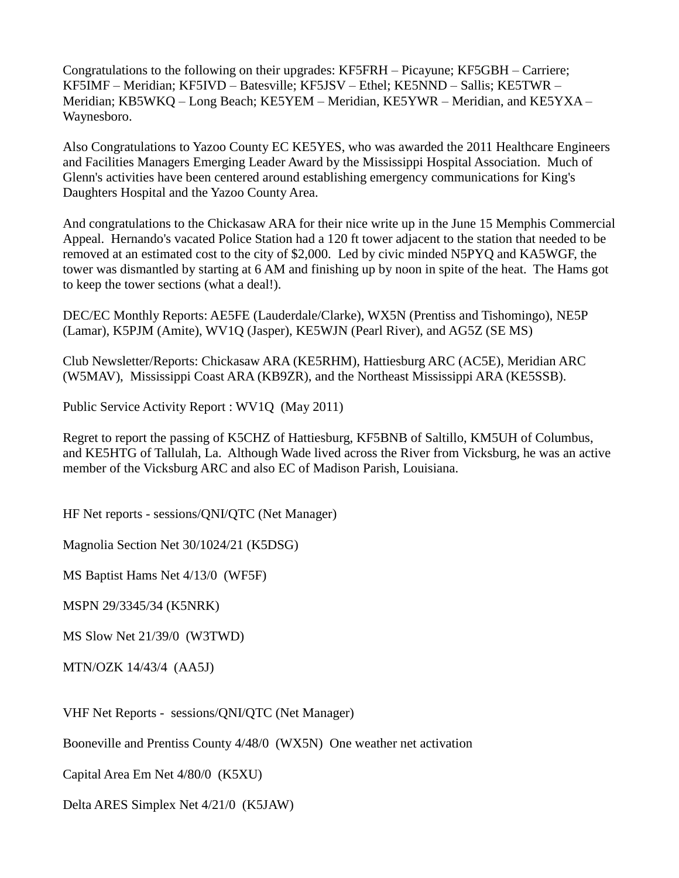Congratulations to the following on their upgrades: KF5FRH – Picayune; KF5GBH – Carriere; KF5IMF – Meridian; KF5IVD – Batesville; KF5JSV – Ethel; KE5NND – Sallis; KE5TWR – Meridian; KB5WKQ – Long Beach; KE5YEM – Meridian, KE5YWR – Meridian, and KE5YXA – Waynesboro.

Also Congratulations to Yazoo County EC KE5YES, who was awarded the 2011 Healthcare Engineers and Facilities Managers Emerging Leader Award by the Mississippi Hospital Association. Much of Glenn's activities have been centered around establishing emergency communications for King's Daughters Hospital and the Yazoo County Area.

And congratulations to the Chickasaw ARA for their nice write up in the June 15 Memphis Commercial Appeal. Hernando's vacated Police Station had a 120 ft tower adjacent to the station that needed to be removed at an estimated cost to the city of $2,000. Led by civic minded N5PYQ and KA5WGF, the tower was dismantled by starting at 6 AM and finishing up by noon in spite of the heat. The Hams got to keep the tower sections (what a deal!).

DEC/EC Monthly Reports: AE5FE (Lauderdale/Clarke), WX5N (Prentiss and Tishomingo), NE5P (Lamar), K5PJM (Amite), WV1Q (Jasper), KE5WJN (Pearl River), and AG5Z (SE MS)

Club Newsletter/Reports: Chickasaw ARA (KE5RHM), Hattiesburg ARC (AC5E), Meridian ARC (W5MAV), Mississippi Coast ARA (KB9ZR), and the Northeast Mississippi ARA (KE5SSB).

Public Service Activity Report : WV1Q (May 2011)

Regret to report the passing of K5CHZ of Hattiesburg, KF5BNB of Saltillo, KM5UH of Columbus, and KE5HTG of Tallulah, La. Although Wade lived across the River from Vicksburg, he was an active member of the Vicksburg ARC and also EC of Madison Parish, Louisiana.

HF Net reports - sessions/QNI/QTC (Net Manager)

Magnolia Section Net 30/1024/21 (K5DSG)

MS Baptist Hams Net 4/13/0 (WF5F)

MSPN 29/3345/34 (K5NRK)

MS Slow Net 21/39/0 (W3TWD)

MTN/OZK 14/43/4 (AA5J)

VHF Net Reports - sessions/QNI/QTC (Net Manager)

Booneville and Prentiss County 4/48/0 (WX5N) One weather net activation

Capital Area Em Net 4/80/0 (K5XU)

Delta ARES Simplex Net 4/21/0 (K5JAW)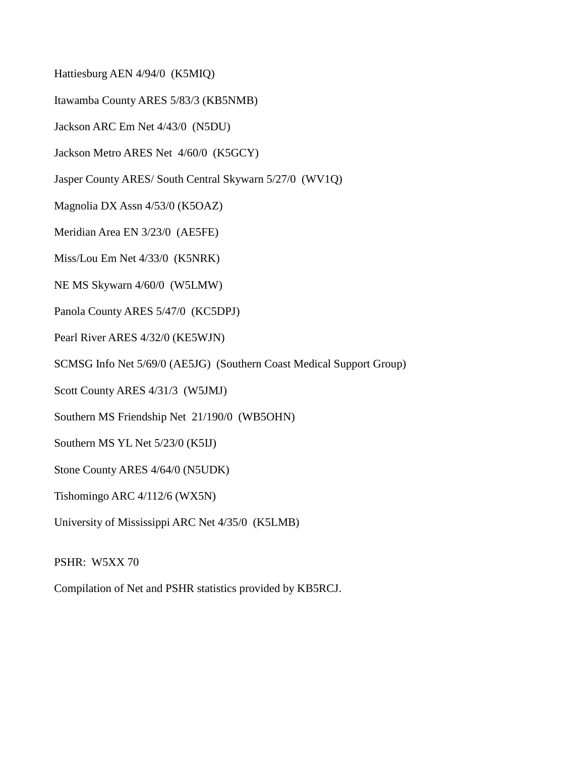Hattiesburg AEN 4/94/0 (K5MIQ)

Itawamba County ARES 5/83/3 (KB5NMB)

Jackson ARC Em Net 4/43/0 (N5DU)

Jackson Metro ARES Net 4/60/0 (K5GCY)

Jasper County ARES/ South Central Skywarn 5/27/0 (WV1Q)

Magnolia DX Assn 4/53/0 (K5OAZ)

Meridian Area EN 3/23/0 (AE5FE)

Miss/Lou Em Net 4/33/0 (K5NRK)

NE MS Skywarn 4/60/0 (W5LMW)

Panola County ARES 5/47/0 (KC5DPJ)

Pearl River ARES 4/32/0 (KE5WJN)

SCMSG Info Net 5/69/0 (AE5JG) (Southern Coast Medical Support Group)

Scott County ARES 4/31/3 (W5JMJ)

Southern MS Friendship Net 21/190/0 (WB5OHN)

Southern MS YL Net 5/23/0 (K5IJ)

Stone County ARES 4/64/0 (N5UDK)

Tishomingo ARC 4/112/6 (WX5N)

University of Mississippi ARC Net 4/35/0 (K5LMB)

PSHR: W5XX 70

Compilation of Net and PSHR statistics provided by KB5RCJ.